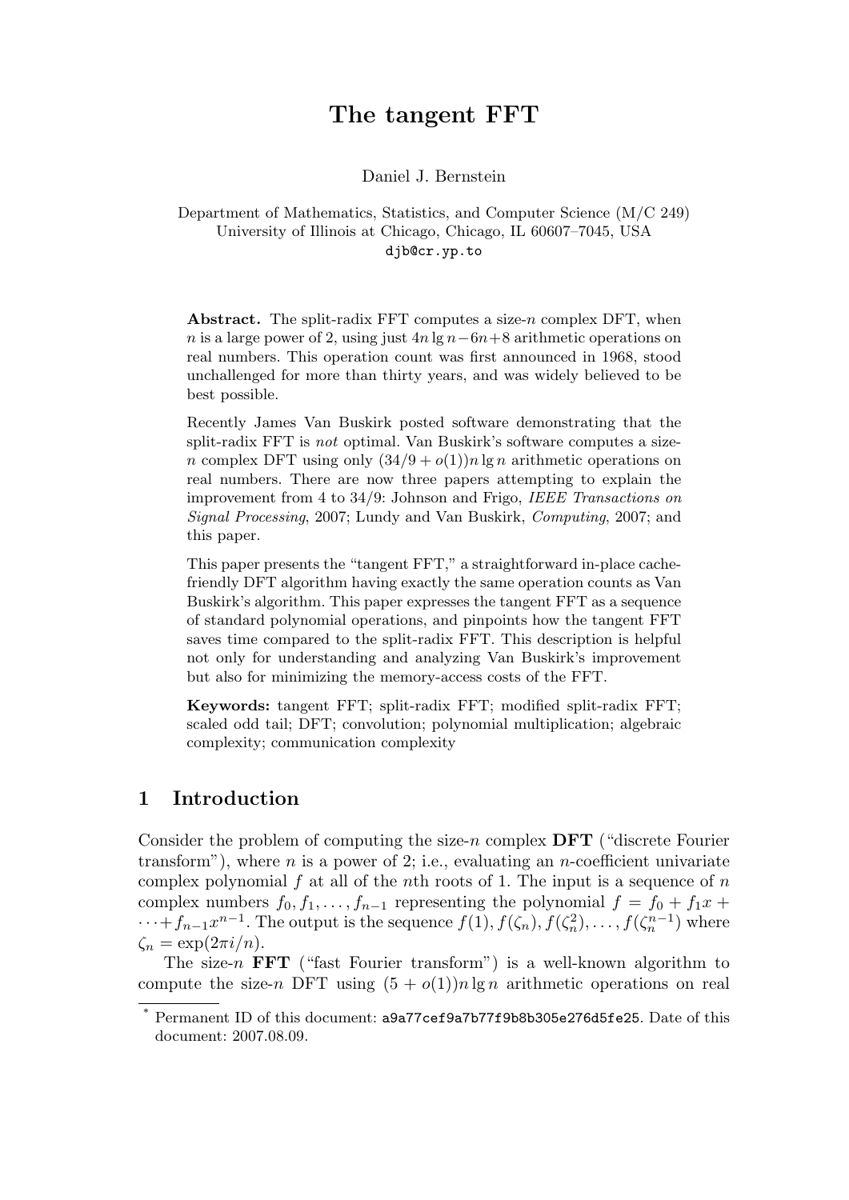# The tangent FFT

Daniel J. Bernstein

Department of Mathematics, Statistics, and Computer Science (M/C 249)
University of Illinois at Chicago, Chicago, IL 60607–7045, USA
djb@cr.yp.to

**Abstract.** The split-radix FFT computes a size-$n$ complex DFT, when $n$ is a large power of 2, using just $4n \lg n - 6n + 8$ arithmetic operations on real numbers. This operation count was first announced in 1968, stood unchallenged for more than thirty years, and was widely believed to be best possible.

Recently James Van Buskirk posted software demonstrating that the split-radix FFT is *not* optimal. Van Buskirk's software computes a size-$n$ complex DFT using only $(34/9 + o(1))n \lg n$ arithmetic operations on real numbers. There are now three papers attempting to explain the improvement from 4 to 34/9: Johnson and Frigo, *IEEE Transactions on Signal Processing*, 2007; Lundy and Van Buskirk, *Computing*, 2007; and this paper.

This paper presents the "tangent FFT," a straightforward in-place cache-friendly DFT algorithm having exactly the same operation counts as Van Buskirk's algorithm. This paper expresses the tangent FFT as a sequence of standard polynomial operations, and pinpoints how the tangent FFT saves time compared to the split-radix FFT. This description is helpful not only for understanding and analyzing Van Buskirk's improvement but also for minimizing the memory-access costs of the FFT.

**Keywords:** tangent FFT; split-radix FFT; modified split-radix FFT; scaled odd tail; DFT; convolution; polynomial multiplication; algebraic complexity; communication complexity

## 1 Introduction

Consider the problem of computing the size-$n$ complex **DFT** ("discrete Fourier transform"), where $n$ is a power of 2; i.e., evaluating an $n$-coefficient univariate complex polynomial $f$ at all of the $n$th roots of 1. The input is a sequence of $n$ complex numbers $f_0, f_1, \ldots, f_{n-1}$ representing the polynomial $f = f_0 + f_1 x + \cdots + f_{n-1}x^{n-1}$. The output is the sequence $f(1), f(\zeta_n), f(\zeta_n^2), \ldots, f(\zeta_n^{n-1})$ where $\zeta_n = \exp(2\pi i/n)$.

The size-$n$ **FFT** ("fast Fourier transform") is a well-known algorithm to compute the size-$n$ DFT using $(5 + o(1))n \lg n$ arithmetic operations on real

* Permanent ID of this document: a9a77cef9a7b77f9b8b305e276d5fe25. Date of this document: 2007.08.09.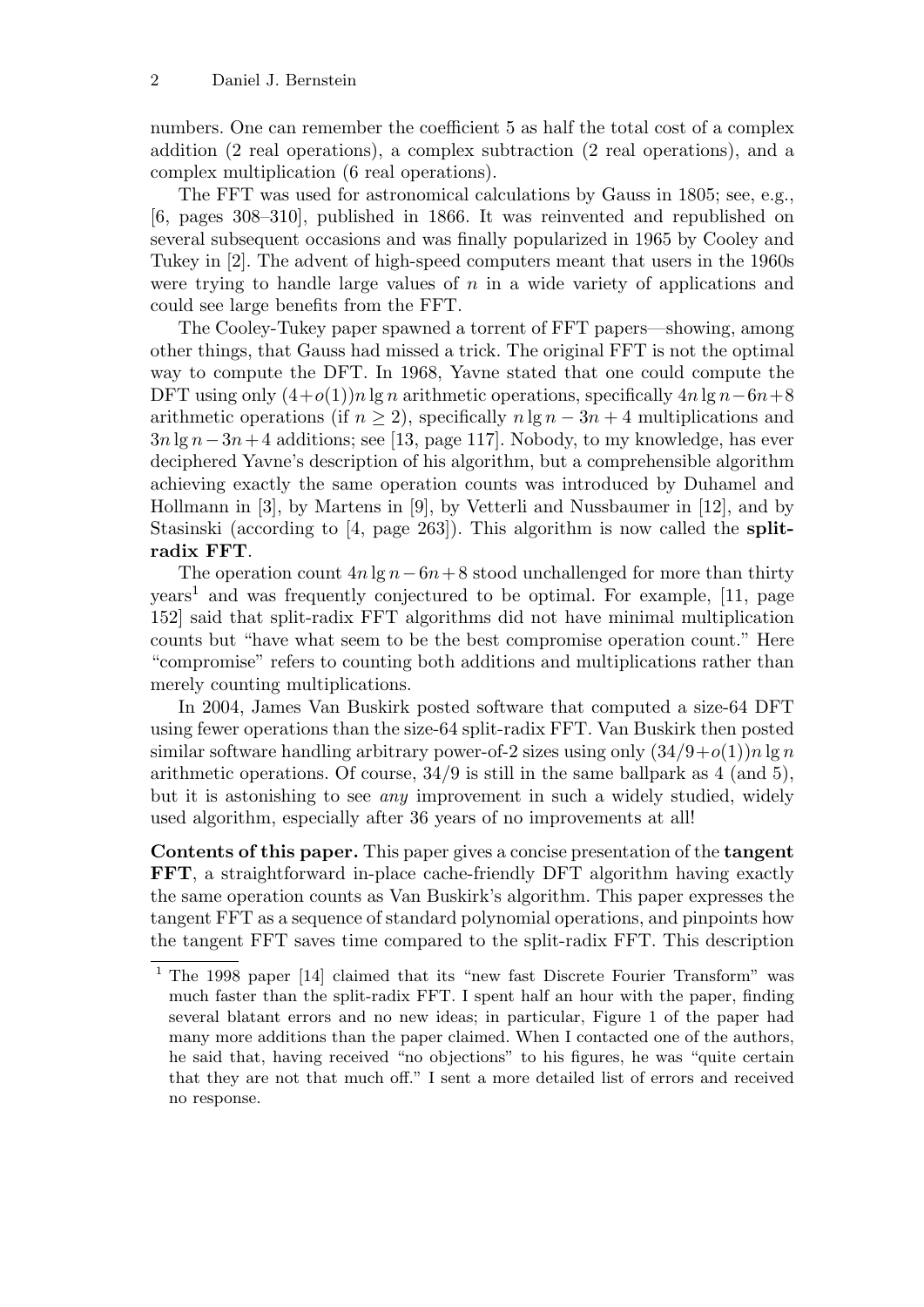numbers. One can remember the coefficient 5 as half the total cost of a complex addition (2 real operations), a complex subtraction (2 real operations), and a complex multiplication (6 real operations).

The FFT was used for astronomical calculations by Gauss in 1805; see, e.g., [6, pages 308–310], published in 1866. It was reinvented and republished on several subsequent occasions and was finally popularized in 1965 by Cooley and Tukey in [2]. The advent of high-speed computers meant that users in the 1960s were trying to handle large values of $n$ in a wide variety of applications and could see large benefits from the FFT.

The Cooley-Tukey paper spawned a torrent of FFT papers—showing, among other things, that Gauss had missed a trick. The original FFT is not the optimal way to compute the DFT. In 1968, Yavne stated that one could compute the DFT using only $(4+o(1))n \lg n$ arithmetic operations, specifically $4n \lg n - 6n + 8$ arithmetic operations (if $n \geq 2$), specifically $n \lg n - 3n + 4$ multiplications and $3n \lg n - 3n + 4$ additions; see [13, page 117]. Nobody, to my knowledge, has ever deciphered Yavne's description of his algorithm, but a comprehensible algorithm achieving exactly the same operation counts was introduced by Duhamel and Hollmann in [3], by Martens in [9], by Vetterli and Nussbaumer in [12], and by Stasinski (according to [4, page 263]). This algorithm is now called the **split-radix FFT**.

The operation count $4n \lg n - 6n + 8$ stood unchallenged for more than thirty years[1] and was frequently conjectured to be optimal. For example, [11, page 152] said that split-radix FFT algorithms did not have minimal multiplication counts but "have what seem to be the best compromise operation count." Here "compromise" refers to counting both additions and multiplications rather than merely counting multiplications.

In 2004, James Van Buskirk posted software that computed a size-64 DFT using fewer operations than the size-64 split-radix FFT. Van Buskirk then posted similar software handling arbitrary power-of-2 sizes using only $(34/9+o(1))n \lg n$ arithmetic operations. Of course, $34/9$ is still in the same ballpark as 4 (and 5), but it is astonishing to see *any* improvement in such a widely studied, widely used algorithm, especially after 36 years of no improvements at all!

**Contents of this paper.** This paper gives a concise presentation of the **tangent FFT**, a straightforward in-place cache-friendly DFT algorithm having exactly the same operation counts as Van Buskirk's algorithm. This paper expresses the tangent FFT as a sequence of standard polynomial operations, and pinpoints how the tangent FFT saves time compared to the split-radix FFT. This description

[1] The 1998 paper [14] claimed that its "new fast Discrete Fourier Transform" was much faster than the split-radix FFT. I spent half an hour with the paper, finding several blatant errors and no new ideas; in particular, Figure 1 of the paper had many more additions than the paper claimed. When I contacted one of the authors, he said that, having received "no objections" to his figures, he was "quite certain that they are not that much off." I sent a more detailed list of errors and received no response.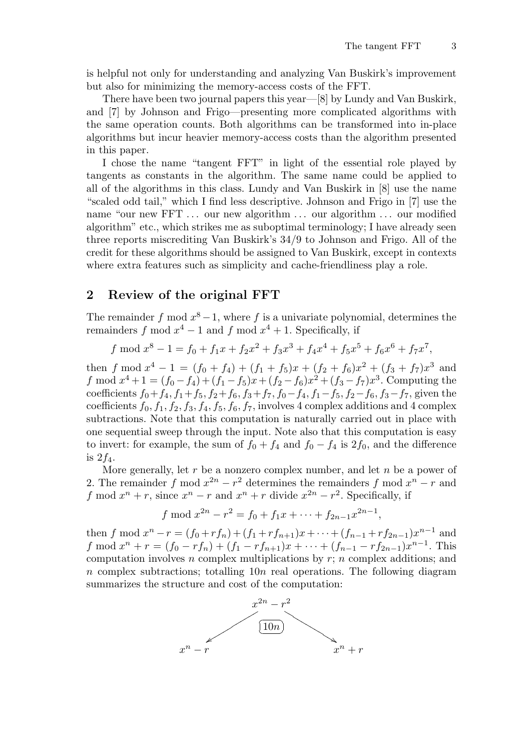is helpful not only for understanding and analyzing Van Buskirk's improvement but also for minimizing the memory-access costs of the FFT.

There have been two journal papers this year—[8] by Lundy and Van Buskirk, and [7] by Johnson and Frigo—presenting more complicated algorithms with the same operation counts. Both algorithms can be transformed into in-place algorithms but incur heavier memory-access costs than the algorithm presented in this paper.

I chose the name "tangent FFT" in light of the essential role played by tangents as constants in the algorithm. The same name could be applied to all of the algorithms in this class. Lundy and Van Buskirk in [8] use the name "scaled odd tail," which I find less descriptive. Johnson and Frigo in [7] use the name "our new FFT … our new algorithm … our algorithm … our modified algorithm" etc., which strikes me as suboptimal terminology; I have already seen three reports miscrediting Van Buskirk's 34/9 to Johnson and Frigo. All of the credit for these algorithms should be assigned to Van Buskirk, except in contexts where extra features such as simplicity and cache-friendliness play a role.

## 2 Review of the original FFT

The remainder $f \bmod x^8 - 1$, where $f$ is a univariate polynomial, determines the remainders $f \bmod x^4 - 1$ and $f \bmod x^4 + 1$. Specifically, if

$$f \bmod x^8 - 1 = f_0 + f_1 x + f_2 x^2 + f_3 x^3 + f_4 x^4 + f_5 x^5 + f_6 x^6 + f_7 x^7,$$

then $f \bmod x^4 - 1 = (f_0 + f_4) + (f_1 + f_5)x + (f_2 + f_6)x^2 + (f_3 + f_7)x^3$ and $f \bmod x^4 + 1 = (f_0 - f_4) + (f_1 - f_5)x + (f_2 - f_6)x^2 + (f_3 - f_7)x^3$. Computing the coefficients $f_0+f_4, f_1+f_5, f_2+f_6, f_3+f_7, f_0-f_4, f_1-f_5, f_2-f_6, f_3-f_7$, given the coefficients $f_0, f_1, f_2, f_3, f_4, f_5, f_6, f_7$, involves 4 complex additions and 4 complex subtractions. Note that this computation is naturally carried out in place with one sequential sweep through the input. Note also that this computation is easy to invert: for example, the sum of $f_0 + f_4$ and $f_0 - f_4$ is $2f_0$, and the difference is $2f_4$.

More generally, let $r$ be a nonzero complex number, and let $n$ be a power of 2. The remainder $f \bmod x^{2n} - r^2$ determines the remainders $f \bmod x^n - r$ and $f \bmod x^n + r$, since $x^n - r$ and $x^n + r$ divide $x^{2n} - r^2$. Specifically, if

$$f \bmod x^{2n} - r^2 = f_0 + f_1 x + \cdots + f_{2n-1} x^{2n-1},$$

then $f \bmod x^n - r = (f_0 + rf_n) + (f_1 + rf_{n+1})x + \cdots + (f_{n-1} + rf_{2n-1})x^{n-1}$ and $f \bmod x^n + r = (f_0 - rf_n) + (f_1 - rf_{n+1})x + \cdots + (f_{n-1} - rf_{2n-1})x^{n-1}$. This computation involves $n$ complex multiplications by $r$; $n$ complex additions; and $n$ complex subtractions; totalling $10n$ real operations. The following diagram summarizes the structure and cost of the computation:

$$x^{2n} - r^2 \xrightarrow{\;10n\;} \left( x^n - r,\; x^n + r \right)$$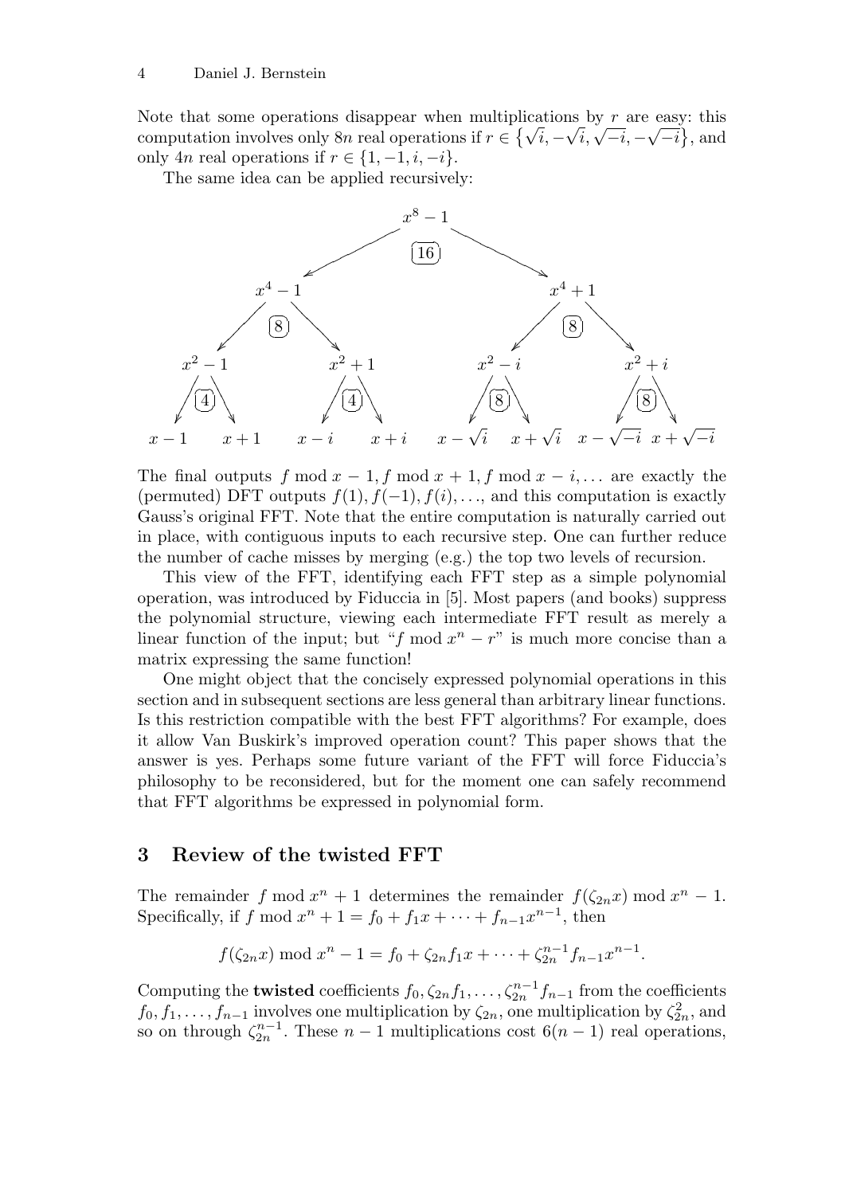Note that some operations disappear when multiplications by $r$ are easy: this computation involves only $8n$ real operations if $r \in \{\sqrt{i}, -\sqrt{i}, \sqrt{-i}, -\sqrt{-i}\}$, and only $4n$ real operations if $r \in \{1, -1, i, -i\}$.

The same idea can be applied recursively:

- $x^8 - 1$ → [16] → $x^4 - 1$, $x^4 + 1$
  - $x^4 - 1$ → [8] → $x^2 - 1$, $x^2 + 1$
    - $x^2 - 1$ → [4] → $x - 1$, $x + 1$
    - $x^2 + 1$ → [4] → $x - i$, $x + i$
  - $x^4 + 1$ → [8] → $x^2 - i$, $x^2 + i$
    - $x^2 - i$ → [8] → $x - \sqrt{i}$, $x + \sqrt{i}$
    - $x^2 + i$ → [8] → $x - \sqrt{-i}$, $x + \sqrt{-i}$

The final outputs $f \bmod x - 1, f \bmod x + 1, f \bmod x - i, \ldots$ are exactly the (permuted) DFT outputs $f(1), f(-1), f(i), \ldots$, and this computation is exactly Gauss's original FFT. Note that the entire computation is naturally carried out in place, with contiguous inputs to each recursive step. One can further reduce the number of cache misses by merging (e.g.) the top two levels of recursion.

This view of the FFT, identifying each FFT step as a simple polynomial operation, was introduced by Fiduccia in [5]. Most papers (and books) suppress the polynomial structure, viewing each intermediate FFT result as merely a linear function of the input; but "$f \bmod x^n - r$" is much more concise than a matrix expressing the same function!

One might object that the concisely expressed polynomial operations in this section and in subsequent sections are less general than arbitrary linear functions. Is this restriction compatible with the best FFT algorithms? For example, does it allow Van Buskirk's improved operation count? This paper shows that the answer is yes. Perhaps some future variant of the FFT will force Fiduccia's philosophy to be reconsidered, but for the moment one can safely recommend that FFT algorithms be expressed in polynomial form.

## 3 Review of the twisted FFT

The remainder $f \bmod x^n + 1$ determines the remainder $f(\zeta_{2n}x) \bmod x^n - 1$. Specifically, if $f \bmod x^n + 1 = f_0 + f_1 x + \cdots + f_{n-1}x^{n-1}$, then

$$f(\zeta_{2n}x) \bmod x^n - 1 = f_0 + \zeta_{2n} f_1 x + \cdots + \zeta_{2n}^{n-1} f_{n-1} x^{n-1}.$$

Computing the **twisted** coefficients $f_0, \zeta_{2n} f_1, \ldots, \zeta_{2n}^{n-1} f_{n-1}$ from the coefficients $f_0, f_1, \ldots, f_{n-1}$ involves one multiplication by $\zeta_{2n}$, one multiplication by $\zeta_{2n}^2$, and so on through $\zeta_{2n}^{n-1}$. These $n - 1$ multiplications cost $6(n - 1)$ real operations,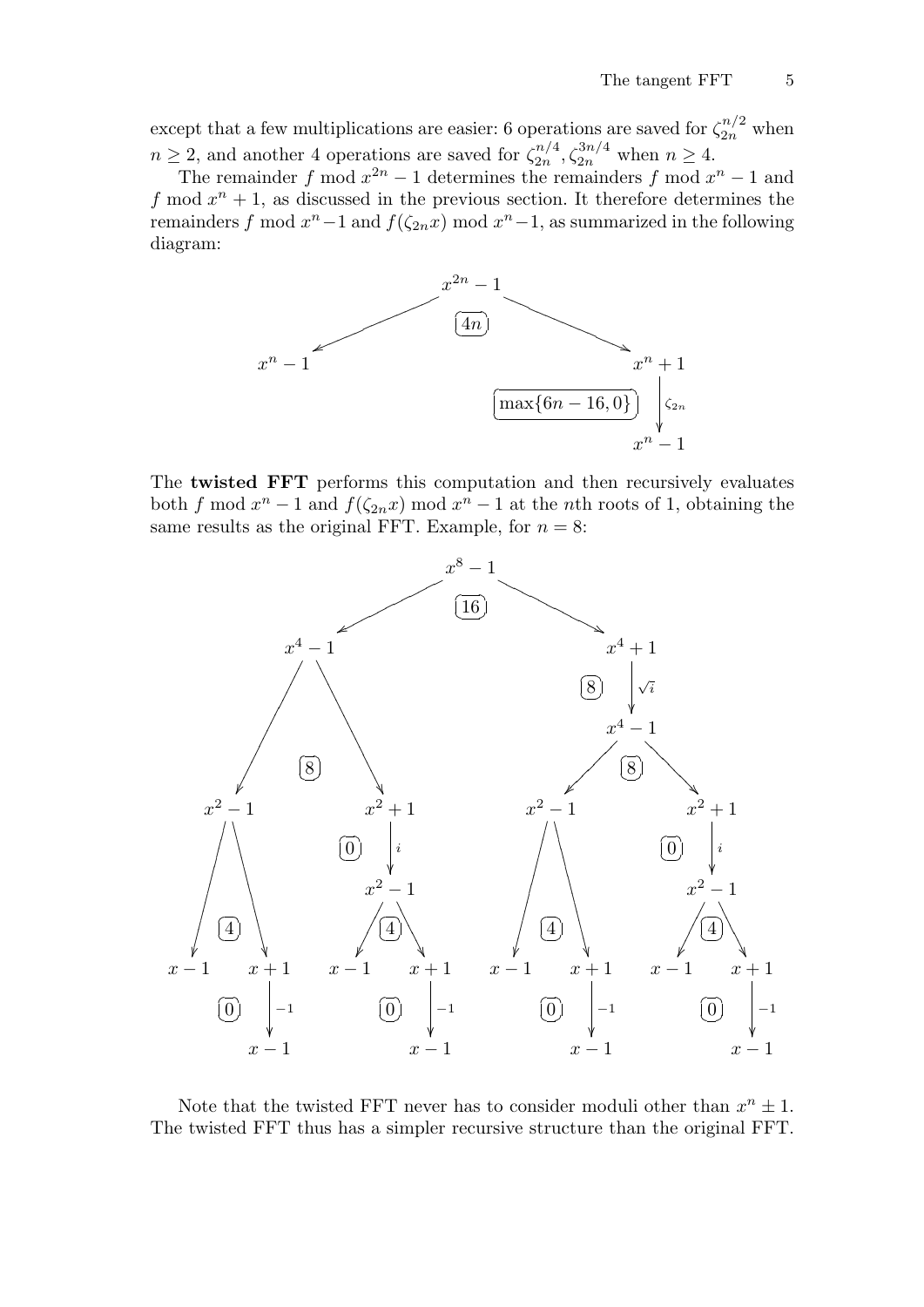except that a few multiplications are easier: 6 operations are saved for $\zeta_{2n}^{n/2}$ when $n \geq 2$, and another 4 operations are saved for $\zeta_{2n}^{n/4}, \zeta_{2n}^{3n/4}$ when $n \geq 4$.

The remainder $f \bmod x^{2n} - 1$ determines the remainders $f \bmod x^n - 1$ and $f \bmod x^n + 1$, as discussed in the previous section. It therefore determines the remainders $f \bmod x^n - 1$ and $f(\zeta_{2n} x) \bmod x^n - 1$, as summarized in the following diagram:

$$
\begin{array}{ccc}
 & x^{2n} - 1 & \\
\swarrow & \boxed{4n} & \searrow \\
x^n - 1 & & x^n + 1 \\
 & \boxed{\max\{6n - 16, 0\}} & \downarrow \zeta_{2n} \\
 & & x^n - 1
\end{array}
$$

The **twisted FFT** performs this computation and then recursively evaluates both $f \bmod x^n - 1$ and $f(\zeta_{2n} x) \bmod x^n - 1$ at the $n$th roots of 1, obtaining the same results as the original FFT. Example, for $n = 8$:

$$
\begin{array}{c}
x^8 - 1 \xrightarrow{\boxed{16}} x^4 - 1,\; x^4 + 1 \\
x^4 + 1 \xrightarrow[\sqrt{i}]{\boxed{8}} x^4 - 1 \\
x^4 - 1 \xrightarrow{\boxed{8}} x^2 - 1,\; x^2 + 1 \quad (\text{each } x^4 - 1) \\
x^2 + 1 \xrightarrow[i]{\boxed{0}} x^2 - 1 \\
x^2 - 1 \xrightarrow{\boxed{4}} x - 1,\; x + 1 \quad (\text{each } x^2 - 1) \\
x + 1 \xrightarrow[-1]{\boxed{0}} x - 1
\end{array}
$$

Note that the twisted FFT never has to consider moduli other than $x^n \pm 1$. The twisted FFT thus has a simpler recursive structure than the original FFT.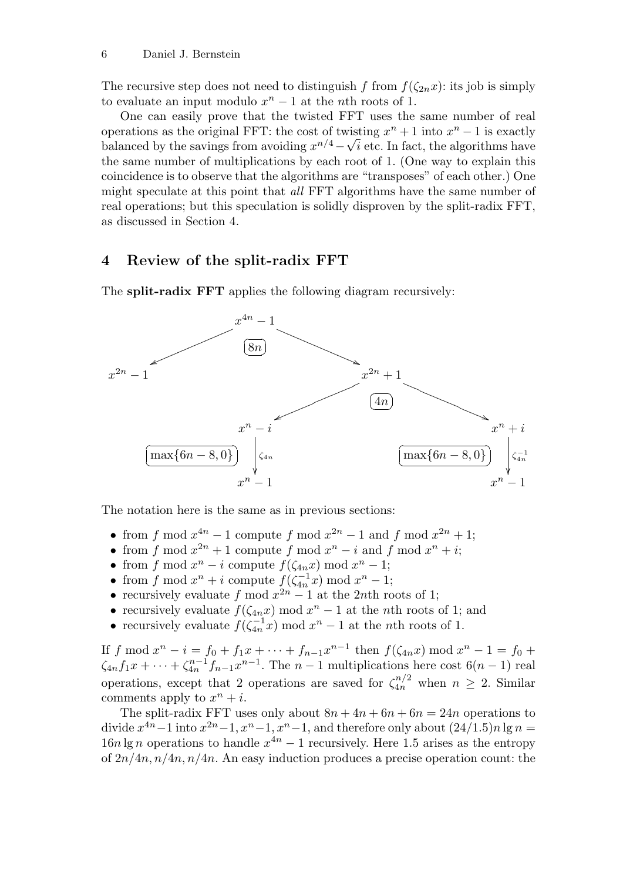The recursive step does not need to distinguish $f$ from $f(\zeta_{2n}x)$: its job is simply to evaluate an input modulo $x^n - 1$ at the $n$th roots of 1.

One can easily prove that the twisted FFT uses the same number of real operations as the original FFT: the cost of twisting $x^n + 1$ into $x^n - 1$ is exactly balanced by the savings from avoiding $x^{n/4} - \sqrt{i}$ etc. In fact, the algorithms have the same number of multiplications by each root of 1. (One way to explain this coincidence is to observe that the algorithms are "transposes" of each other.) One might speculate at this point that *all* FFT algorithms have the same number of real operations; but this speculation is solidly disproven by the split-radix FFT, as discussed in Section 4.

## 4 Review of the split-radix FFT

The **split-radix FFT** applies the following diagram recursively:

$$x^{4n} - 1 \xrightarrow{\ 8n\ } x^{2n} - 1,\quad x^{2n} + 1$$

$$x^{2n} + 1 \xrightarrow{\ 4n\ } x^{n} - i,\quad x^{n} + i$$

$$x^{n} - i \xrightarrow[\max\{6n-8,0\}]{\zeta_{4n}} x^{n} - 1 \qquad\qquad x^{n} + i \xrightarrow[\max\{6n-8,0\}]{\zeta_{4n}^{-1}} x^{n} - 1$$

The notation here is the same as in previous sections:

- from $f \bmod x^{4n} - 1$ compute $f \bmod x^{2n} - 1$ and $f \bmod x^{2n} + 1$;
- from $f \bmod x^{2n} + 1$ compute $f \bmod x^n - i$ and $f \bmod x^n + i$;
- from $f \bmod x^n - i$ compute $f(\zeta_{4n}x) \bmod x^n - 1$;
- from $f \bmod x^n + i$ compute $f(\zeta_{4n}^{-1}x) \bmod x^n - 1$;
- recursively evaluate $f \bmod x^{2n} - 1$ at the $2n$th roots of 1;
- recursively evaluate $f(\zeta_{4n}x) \bmod x^n - 1$ at the $n$th roots of 1; and
- recursively evaluate $f(\zeta_{4n}^{-1}x) \bmod x^n - 1$ at the $n$th roots of 1.

If $f \bmod x^n - i = f_0 + f_1 x + \cdots + f_{n-1}x^{n-1}$ then $f(\zeta_{4n}x) \bmod x^n - 1 = f_0 + \zeta_{4n} f_1 x + \cdots + \zeta_{4n}^{n-1} f_{n-1} x^{n-1}$. The $n-1$ multiplications here cost $6(n-1)$ real operations, except that 2 operations are saved for $\zeta_{4n}^{n/2}$ when $n \geq 2$. Similar comments apply to $x^n + i$.

The split-radix FFT uses only about $8n + 4n + 6n + 6n = 24n$ operations to divide $x^{4n} - 1$ into $x^{2n} - 1, x^n - 1, x^n - 1$, and therefore only about $(24/1.5)n \lg n = 16n \lg n$ operations to handle $x^{4n} - 1$ recursively. Here 1.5 arises as the entropy of $2n/4n, n/4n, n/4n$. An easy induction produces a precise operation count: the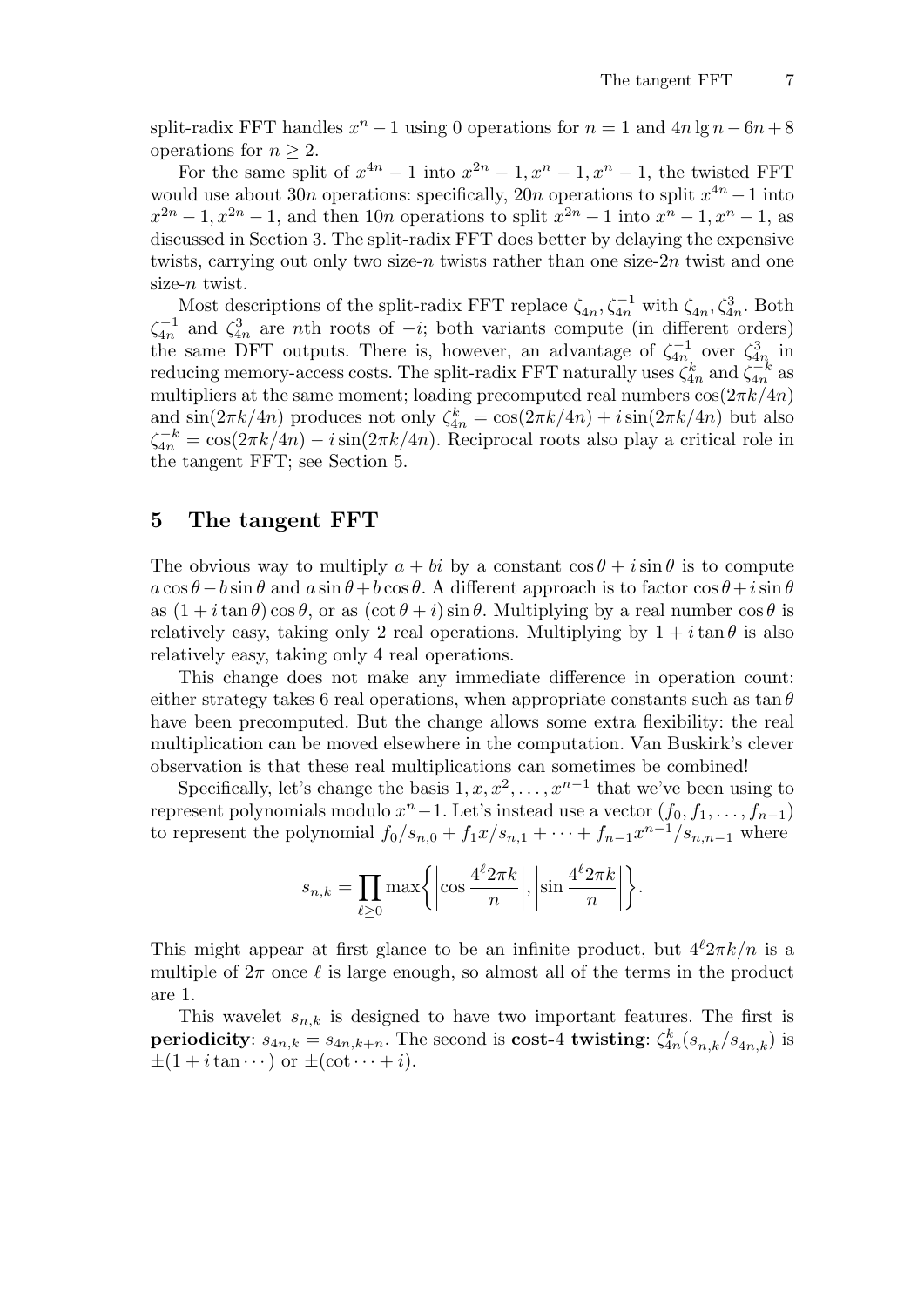split-radix FFT handles $x^n - 1$ using 0 operations for $n = 1$ and $4n \lg n - 6n + 8$ operations for $n \geq 2$.

For the same split of $x^{4n} - 1$ into $x^{2n} - 1, x^n - 1, x^n - 1$, the twisted FFT would use about $30n$ operations: specifically, $20n$ operations to split $x^{4n} - 1$ into $x^{2n} - 1, x^{2n} - 1$, and then $10n$ operations to split $x^{2n} - 1$ into $x^n - 1, x^n - 1$, as discussed in Section 3. The split-radix FFT does better by delaying the expensive twists, carrying out only two size-$n$ twists rather than one size-$2n$ twist and one size-$n$ twist.

Most descriptions of the split-radix FFT replace $\zeta_{4n}, \zeta_{4n}^{-1}$ with $\zeta_{4n}, \zeta_{4n}^3$. Both $\zeta_{4n}^{-1}$ and $\zeta_{4n}^3$ are $n$th roots of $-i$; both variants compute (in different orders) the same DFT outputs. There is, however, an advantage of $\zeta_{4n}^{-1}$ over $\zeta_{4n}^3$ in reducing memory-access costs. The split-radix FFT naturally uses $\zeta_{4n}^k$ and $\zeta_{4n}^{-k}$ as multipliers at the same moment; loading precomputed real numbers $\cos(2\pi k/4n)$ and $\sin(2\pi k/4n)$ produces not only $\zeta_{4n}^k = \cos(2\pi k/4n) + i \sin(2\pi k/4n)$ but also $\zeta_{4n}^{-k} = \cos(2\pi k/4n) - i \sin(2\pi k/4n)$. Reciprocal roots also play a critical role in the tangent FFT; see Section 5.

## 5 The tangent FFT

The obvious way to multiply $a + bi$ by a constant $\cos\theta + i \sin\theta$ is to compute $a\cos\theta - b\sin\theta$ and $a\sin\theta + b\cos\theta$. A different approach is to factor $\cos\theta + i\sin\theta$ as $(1 + i\tan\theta)\cos\theta$, or as $(\cot\theta + i)\sin\theta$. Multiplying by a real number $\cos\theta$ is relatively easy, taking only 2 real operations. Multiplying by $1 + i\tan\theta$ is also relatively easy, taking only 4 real operations.

This change does not make any immediate difference in operation count: either strategy takes 6 real operations, when appropriate constants such as $\tan\theta$ have been precomputed. But the change allows some extra flexibility: the real multiplication can be moved elsewhere in the computation. Van Buskirk's clever observation is that these real multiplications can sometimes be combined!

Specifically, let's change the basis $1, x, x^2, \ldots, x^{n-1}$ that we've been using to represent polynomials modulo $x^n - 1$. Let's instead use a vector $(f_0, f_1, \ldots, f_{n-1})$ to represent the polynomial $f_0/s_{n,0} + f_1 x/s_{n,1} + \cdots + f_{n-1}x^{n-1}/s_{n,n-1}$ where

$$s_{n,k} = \prod_{\ell \geq 0} \max\left\{ \left|\cos\frac{4^\ell 2\pi k}{n}\right|, \left|\sin\frac{4^\ell 2\pi k}{n}\right| \right\}.$$

This might appear at first glance to be an infinite product, but $4^\ell 2\pi k/n$ is a multiple of $2\pi$ once $\ell$ is large enough, so almost all of the terms in the product are 1.

This wavelet $s_{n,k}$ is designed to have two important features. The first is **periodicity**: $s_{4n,k} = s_{4n,k+n}$. The second is **cost-4 twisting**: $\zeta_{4n}^k(s_{n,k}/s_{4n,k})$ is $\pm(1 + i\tan\cdots)$ or $\pm(\cot\cdots + i)$.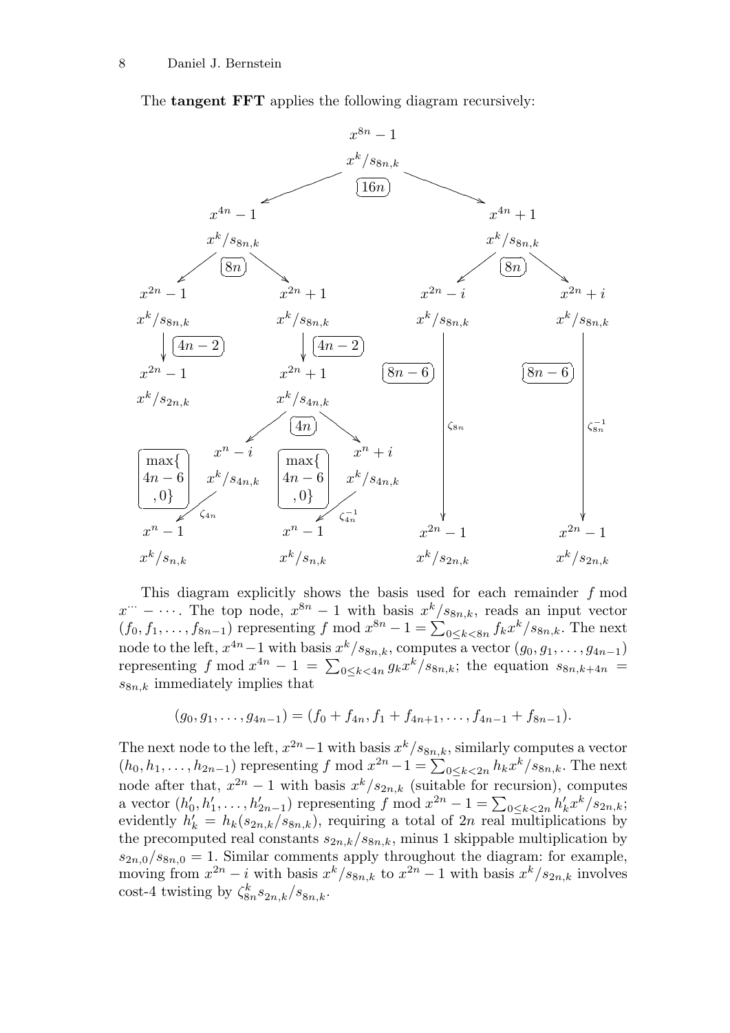The **tangent FFT** applies the following diagram recursively:

```
                                  x^{8n} − 1
                                  x^k/s_{8n,k}
                                    [16n]
                 ┌──────────────────┴──────────────────┐
             x^{4n} − 1                            x^{4n} + 1
             x^k/s_{8n,k}                          x^k/s_{8n,k}
               [8n]                                  [8n]
         ┌───────┴────────┐                  ┌────────┴────────┐
     x^{2n} − 1       x^{2n} + 1         x^{2n} − i        x^{2n} + i
     x^k/s_{8n,k}     x^k/s_{8n,k}       x^k/s_{8n,k}      x^k/s_{8n,k}
       | [4n−2]         | [4n−2]          [8n−6] |          [8n−6] |
     x^{2n} − 1       x^{2n} + 1                 | ζ_{8n}          | ζ_{8n}^{-1}
     x^k/s_{2n,k}     x^k/s_{4n,k}               |                 |
                        [4n]                     |                 |
                  ┌───────┴────────┐             |                 |
 [max{4n−6,0}] x^n − i  [max{4n−6,0}] x^n + i    |                 |
              x^k/s_{4n,k}        x^k/s_{4n,k}   |                 |
                 | ζ_{4n}            | ζ_{4n}^{-1}                 |
     x^n − 1                x^n − 1          x^{2n} − 1        x^{2n} − 1
     x^k/s_{n,k}            x^k/s_{n,k}      x^k/s_{2n,k}      x^k/s_{2n,k}
```

This diagram explicitly shows the basis used for each remainder $f$ mod $x^{\cdots} - \cdots$. The top node, $x^{8n} - 1$ with basis $x^k/s_{8n,k}$, reads an input vector $(f_0, f_1, \ldots, f_{8n-1})$ representing $f \bmod x^{8n} - 1 = \sum_{0 \le k < 8n} f_k x^k / s_{8n,k}$. The next node to the left, $x^{4n} - 1$ with basis $x^k/s_{8n,k}$, computes a vector $(g_0, g_1, \ldots, g_{4n-1})$ representing $f \bmod x^{4n} - 1 = \sum_{0 \le k < 4n} g_k x^k / s_{8n,k}$; the equation $s_{8n,k+4n} = s_{8n,k}$ immediately implies that

$$(g_0, g_1, \ldots, g_{4n-1}) = (f_0 + f_{4n}, f_1 + f_{4n+1}, \ldots, f_{4n-1} + f_{8n-1}).$$

The next node to the left, $x^{2n} - 1$ with basis $x^k/s_{8n,k}$, similarly computes a vector $(h_0, h_1, \ldots, h_{2n-1})$ representing $f \bmod x^{2n} - 1 = \sum_{0 \le k < 2n} h_k x^k / s_{8n,k}$. The next node after that, $x^{2n} - 1$ with basis $x^k/s_{2n,k}$ (suitable for recursion), computes a vector $(h'_0, h'_1, \ldots, h'_{2n-1})$ representing $f \bmod x^{2n} - 1 = \sum_{0 \le k < 2n} h'_k x^k / s_{2n,k}$; evidently $h'_k = h_k(s_{2n,k}/s_{8n,k})$, requiring a total of $2n$ real multiplications by the precomputed real constants $s_{2n,k}/s_{8n,k}$, minus 1 skippable multiplication by $s_{2n,0}/s_{8n,0} = 1$. Similar comments apply throughout the diagram: for example, moving from $x^{2n} - i$ with basis $x^k/s_{8n,k}$ to $x^{2n} - 1$ with basis $x^k/s_{2n,k}$ involves cost-4 twisting by $\zeta_{8n}^k s_{2n,k}/s_{8n,k}$.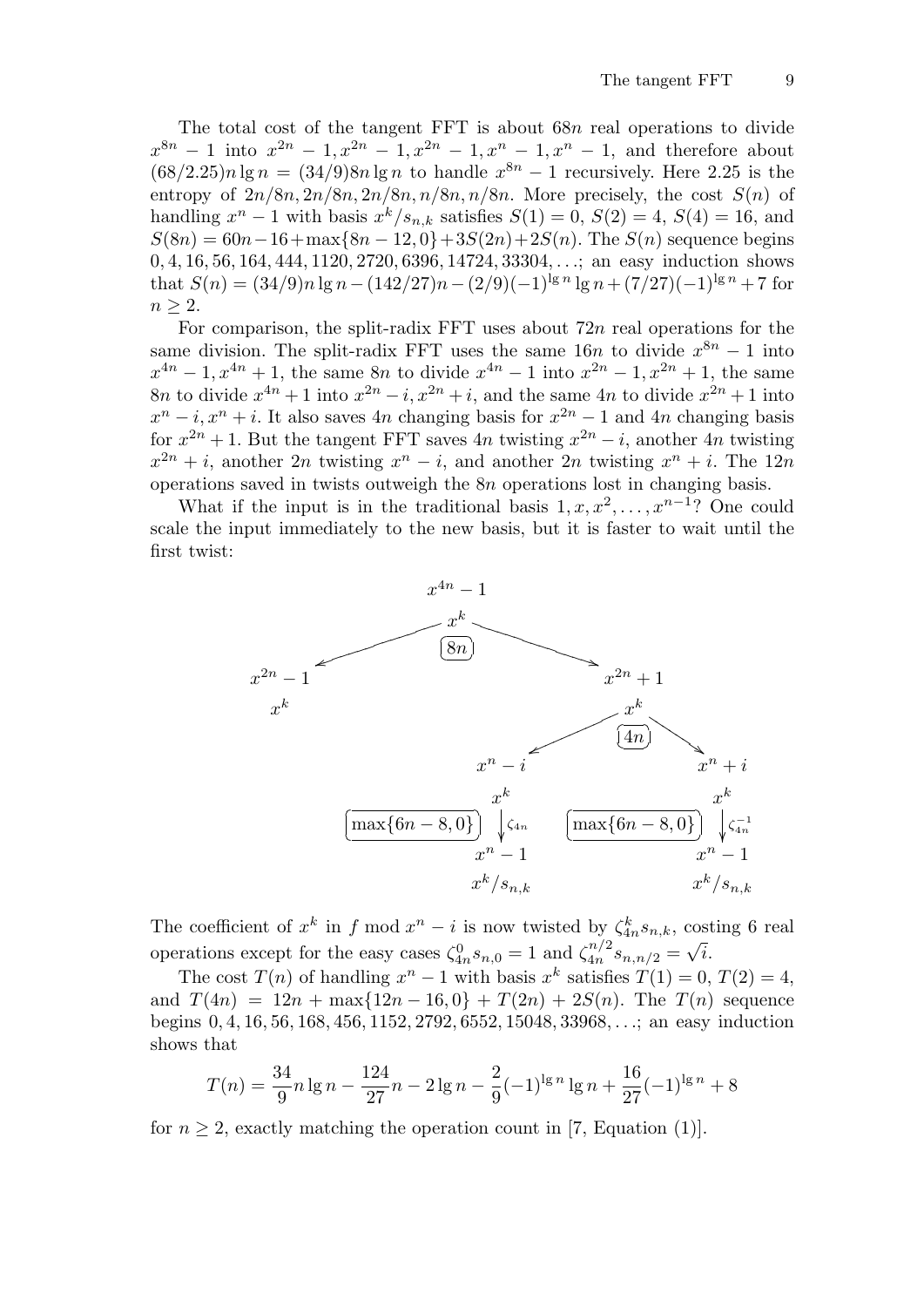The total cost of the tangent FFT is about $68n$ real operations to divide $x^{8n}-1$ into $x^{2n}-1, x^{2n}-1, x^{2n}-1, x^n-1, x^n-1$, and therefore about $(68/2.25)n\lg n = (34/9)8n\lg n$ to handle $x^{8n}-1$ recursively. Here 2.25 is the entropy of $2n/8n, 2n/8n, 2n/8n, n/8n, n/8n$. More precisely, the cost $S(n)$ of handling $x^n-1$ with basis $x^k/s_{n,k}$ satisfies $S(1)=0$, $S(2)=4$, $S(4)=16$, and $S(8n) = 60n-16+\max\{8n-12,0\}+3S(2n)+2S(n)$. The $S(n)$ sequence begins $0, 4, 16, 56, 164, 444, 1120, 2720, 6396, 14724, 33304, \ldots$; an easy induction shows that $S(n) = (34/9)n\lg n - (142/27)n - (2/9)(-1)^{\lg n}\lg n + (7/27)(-1)^{\lg n} + 7$ for $n \ge 2$.

For comparison, the split-radix FFT uses about $72n$ real operations for the same division. The split-radix FFT uses the same $16n$ to divide $x^{8n}-1$ into $x^{4n}-1, x^{4n}+1$, the same $8n$ to divide $x^{4n}-1$ into $x^{2n}-1, x^{2n}+1$, the same $8n$ to divide $x^{4n}+1$ into $x^{2n}-i, x^{2n}+i$, and the same $4n$ to divide $x^{2n}+1$ into $x^n-i, x^n+i$. It also saves $4n$ changing basis for $x^{2n}-1$ and $4n$ changing basis for $x^{2n}+1$. But the tangent FFT saves $4n$ twisting $x^{2n}-i$, another $4n$ twisting $x^{2n}+i$, another $2n$ twisting $x^n-i$, and another $2n$ twisting $x^n+i$. The $12n$ operations saved in twists outweigh the $8n$ operations lost in changing basis.

What if the input is in the traditional basis $1, x, x^2, \ldots, x^{n-1}$? One could scale the input immediately to the new basis, but it is faster to wait until the first twist:

$$
\begin{array}{c}
x^{4n}-1,\ \text{basis } x^k \xrightarrow{\ 8n\ } x^{2n}-1 \ (x^k),\quad x^{2n}+1\ (x^k)\\
x^{2n}+1,\ x^k \xrightarrow{\ 4n\ } x^n-i\ (x^k),\quad x^n+i\ (x^k)\\
x^n-i,\ x^k \xrightarrow[\max\{6n-8,0\}]{\ \zeta_{4n}\ } x^n-1,\ x^k/s_{n,k}\\
x^n+i,\ x^k \xrightarrow[\max\{6n-8,0\}]{\ \zeta_{4n}^{-1}\ } x^n-1,\ x^k/s_{n,k}
\end{array}
$$

The coefficient of $x^k$ in $f \bmod x^n-i$ is now twisted by $\zeta_{4n}^k s_{n,k}$, costing 6 real operations except for the easy cases $\zeta_{4n}^0 s_{n,0} = 1$ and $\zeta_{4n}^{n/2} s_{n,n/2} = \sqrt{i}$.

The cost $T(n)$ of handling $x^n-1$ with basis $x^k$ satisfies $T(1)=0$, $T(2)=4$, and $T(4n) = 12n + \max\{12n-16,0\} + T(2n) + 2S(n)$. The $T(n)$ sequence begins $0, 4, 16, 56, 168, 456, 1152, 2792, 6552, 15048, 33968, \ldots$; an easy induction shows that

$$T(n) = \frac{34}{9}n\lg n - \frac{124}{27}n - 2\lg n - \frac{2}{9}(-1)^{\lg n}\lg n + \frac{16}{27}(-1)^{\lg n} + 8$$

for $n \ge 2$, exactly matching the operation count in [7, Equation (1)].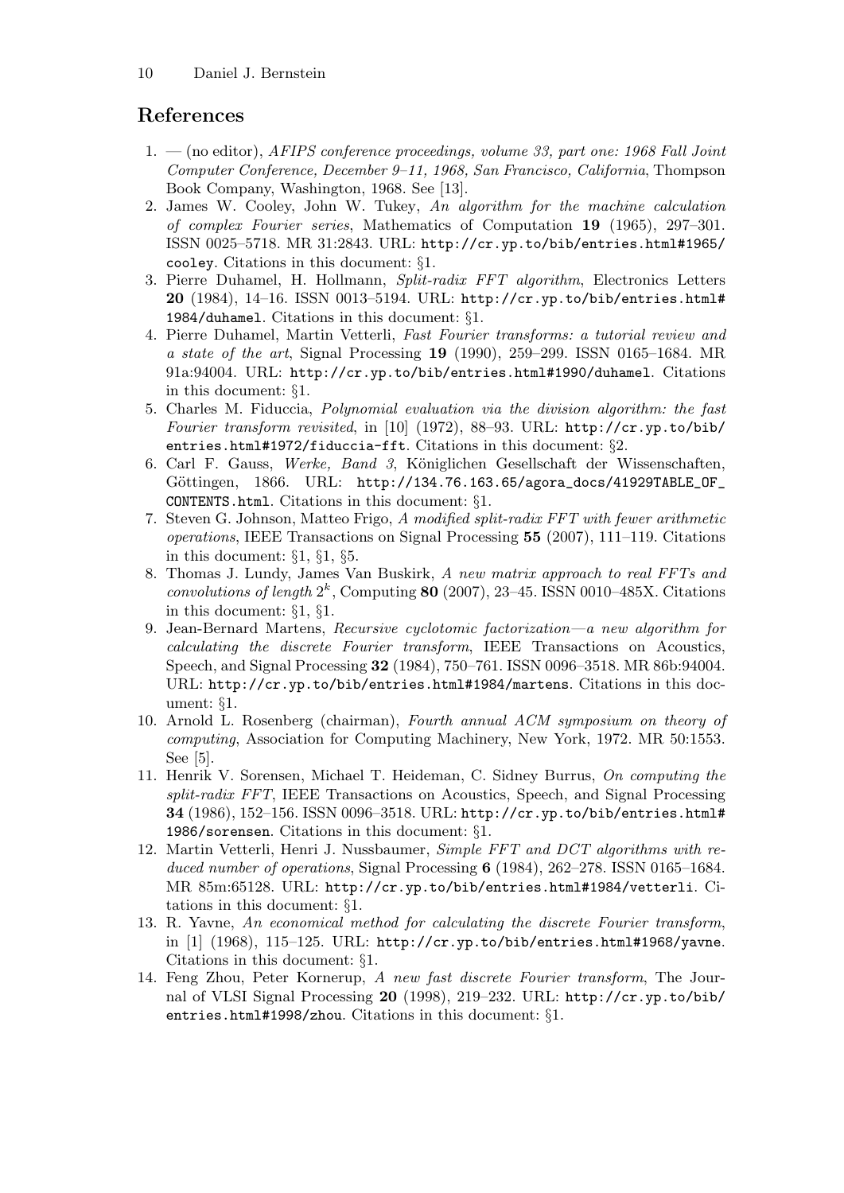## References

1. — (no editor), *AFIPS conference proceedings, volume 33, part one: 1968 Fall Joint Computer Conference, December 9–11, 1968, San Francisco, California*, Thompson Book Company, Washington, 1968. See [13].
2. James W. Cooley, John W. Tukey, *An algorithm for the machine calculation of complex Fourier series*, Mathematics of Computation **19** (1965), 297–301. ISSN 0025–5718. MR 31:2843. URL: `http://cr.yp.to/bib/entries.html#1965/cooley`. Citations in this document: §1.
3. Pierre Duhamel, H. Hollmann, *Split-radix FFT algorithm*, Electronics Letters **20** (1984), 14–16. ISSN 0013–5194. URL: `http://cr.yp.to/bib/entries.html#1984/duhamel`. Citations in this document: §1.
4. Pierre Duhamel, Martin Vetterli, *Fast Fourier transforms: a tutorial review and a state of the art*, Signal Processing **19** (1990), 259–299. ISSN 0165–1684. MR 91a:94004. URL: `http://cr.yp.to/bib/entries.html#1990/duhamel`. Citations in this document: §1.
5. Charles M. Fiduccia, *Polynomial evaluation via the division algorithm: the fast Fourier transform revisited*, in [10] (1972), 88–93. URL: `http://cr.yp.to/bib/entries.html#1972/fiduccia-fft`. Citations in this document: §2.
6. Carl F. Gauss, *Werke, Band 3*, Königlichen Gesellschaft der Wissenschaften, Göttingen, 1866. URL: `http://134.76.163.65/agora_docs/41929TABLE_OF_CONTENTS.html`. Citations in this document: §1.
7. Steven G. Johnson, Matteo Frigo, *A modified split-radix FFT with fewer arithmetic operations*, IEEE Transactions on Signal Processing **55** (2007), 111–119. Citations in this document: §1, §1, §5.
8. Thomas J. Lundy, James Van Buskirk, *A new matrix approach to real FFTs and convolutions of length* $2^k$, Computing **80** (2007), 23–45. ISSN 0010–485X. Citations in this document: §1, §1.
9. Jean-Bernard Martens, *Recursive cyclotomic factorization—a new algorithm for calculating the discrete Fourier transform*, IEEE Transactions on Acoustics, Speech, and Signal Processing **32** (1984), 750–761. ISSN 0096–3518. MR 86b:94004. URL: `http://cr.yp.to/bib/entries.html#1984/martens`. Citations in this document: §1.
10. Arnold L. Rosenberg (chairman), *Fourth annual ACM symposium on theory of computing*, Association for Computing Machinery, New York, 1972. MR 50:1553. See [5].
11. Henrik V. Sorensen, Michael T. Heideman, C. Sidney Burrus, *On computing the split-radix FFT*, IEEE Transactions on Acoustics, Speech, and Signal Processing **34** (1986), 152–156. ISSN 0096–3518. URL: `http://cr.yp.to/bib/entries.html#1986/sorensen`. Citations in this document: §1.
12. Martin Vetterli, Henri J. Nussbaumer, *Simple FFT and DCT algorithms with reduced number of operations*, Signal Processing **6** (1984), 262–278. ISSN 0165–1684. MR 85m:65128. URL: `http://cr.yp.to/bib/entries.html#1984/vetterli`. Citations in this document: §1.
13. R. Yavne, *An economical method for calculating the discrete Fourier transform*, in [1] (1968), 115–125. URL: `http://cr.yp.to/bib/entries.html#1968/yavne`. Citations in this document: §1.
14. Feng Zhou, Peter Kornerup, *A new fast discrete Fourier transform*, The Journal of VLSI Signal Processing **20** (1998), 219–232. URL: `http://cr.yp.to/bib/entries.html#1998/zhou`. Citations in this document: §1.